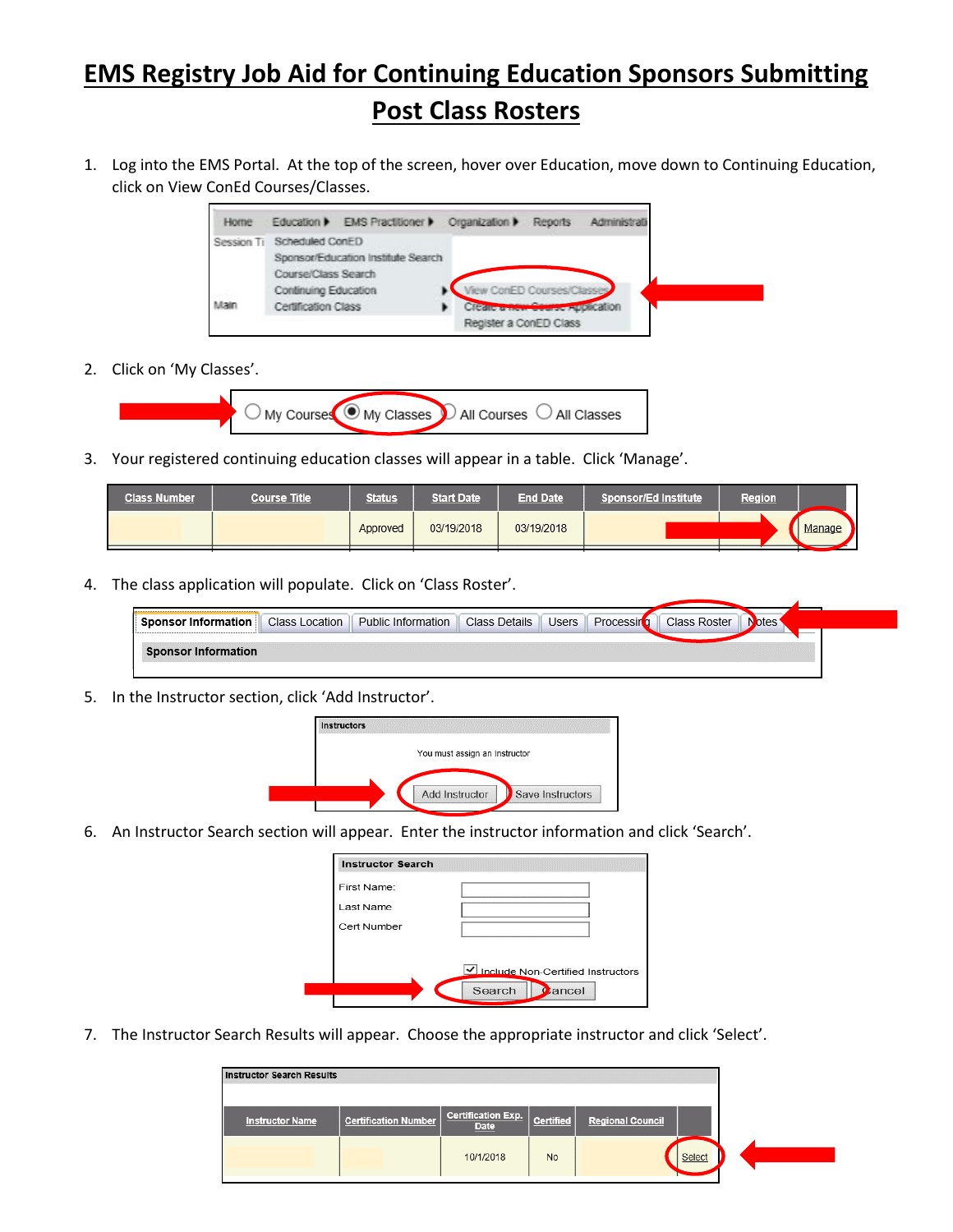# EMS Registry Job Aid for Continuing Education Sponsors Submitting Post Class Rosters

1. Log into the EMS Portal. At the top of the screen, hover over Education, move down to Continuing Education, click on View ConEd Courses/Classes.

2. Click on 'My Classes'.

3. Your registered continuing education classes will appear in a table. Click 'Manage'.

4. The class application will populate. Click on 'Class Roster'.

5. In the Instructor section, click 'Add Instructor'.

6. An Instructor Search section will appear. Enter the instructor information and click 'Search'.

7. The Instructor Search Results will appear. Choose the appropriate instructor and click 'Select'.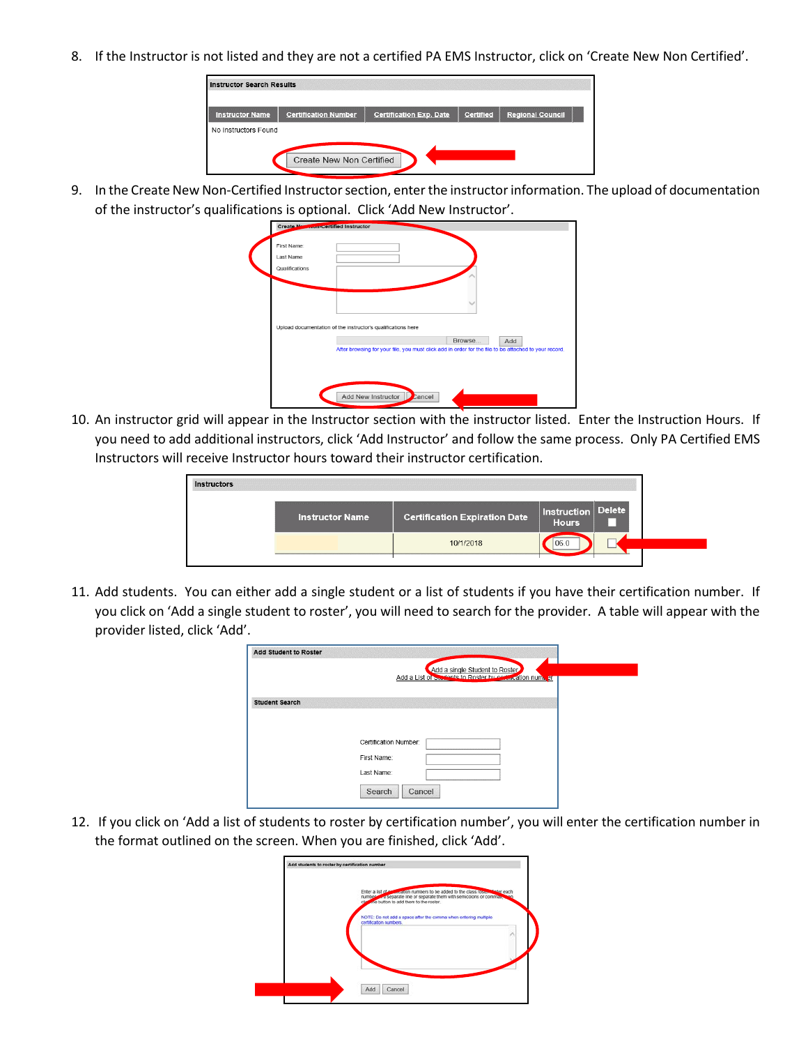8. If the Instructor is not listed and they are not a certified PA EMS Instructor, click on 'Create New Non Certified'.

| Instructor Name | Certification Number | Certification Exp. Date | Certified | Regional Council |
| --- | --- | --- | --- | --- |
| No Instructors Found | | | | |

Create New Non Certified

9. In the Create New Non-Certified Instructor section, enter the instructor information. The upload of documentation of the instructor's qualifications is optional. Click 'Add New Instructor'.

Create New Non-Certified Instructor

First Name:
Last Name
Qualifications

Upload documentation of the instructor's qualifications here

Browse... Add

After browsing for your file, you must click add in order for the file to be attached to your record.

Add New Instructor Cancel

10. An instructor grid will appear in the Instructor section with the instructor listed. Enter the Instruction Hours. If you need to add additional instructors, click 'Add Instructor' and follow the same process. Only PA Certified EMS Instructors will receive Instructor hours toward their instructor certification.

Instructors

| Instructor Name | Certification Expiration Date | Instruction Hours | Delete |
| --- | --- | --- | --- |
| | 10/1/2018 | 06.0 | |

11. Add students. You can either add a single student or a list of students if you have their certification number. If you click on 'Add a single student to roster', you will need to search for the provider. A table will appear with the provider listed, click 'Add'.

Add Student to Roster

Add a single Student to Roster
Add a List of Students to Roster by certification number

Student Search

Certification Number:
First Name:
Last Name:

Search Cancel

12. If you click on 'Add a list of students to roster by certification number', you will enter the certification number in the format outlined on the screen. When you are finished, click 'Add'.

Add students to roster by certification number

Enter a list of certification numbers to be added to the class roster. Enter each number on a separate line or separate them with semicolons or commas, then click the button to add them to the roster.

NOTE: Do not add a space after the comma when entering multiple certification numbers.

Add Cancel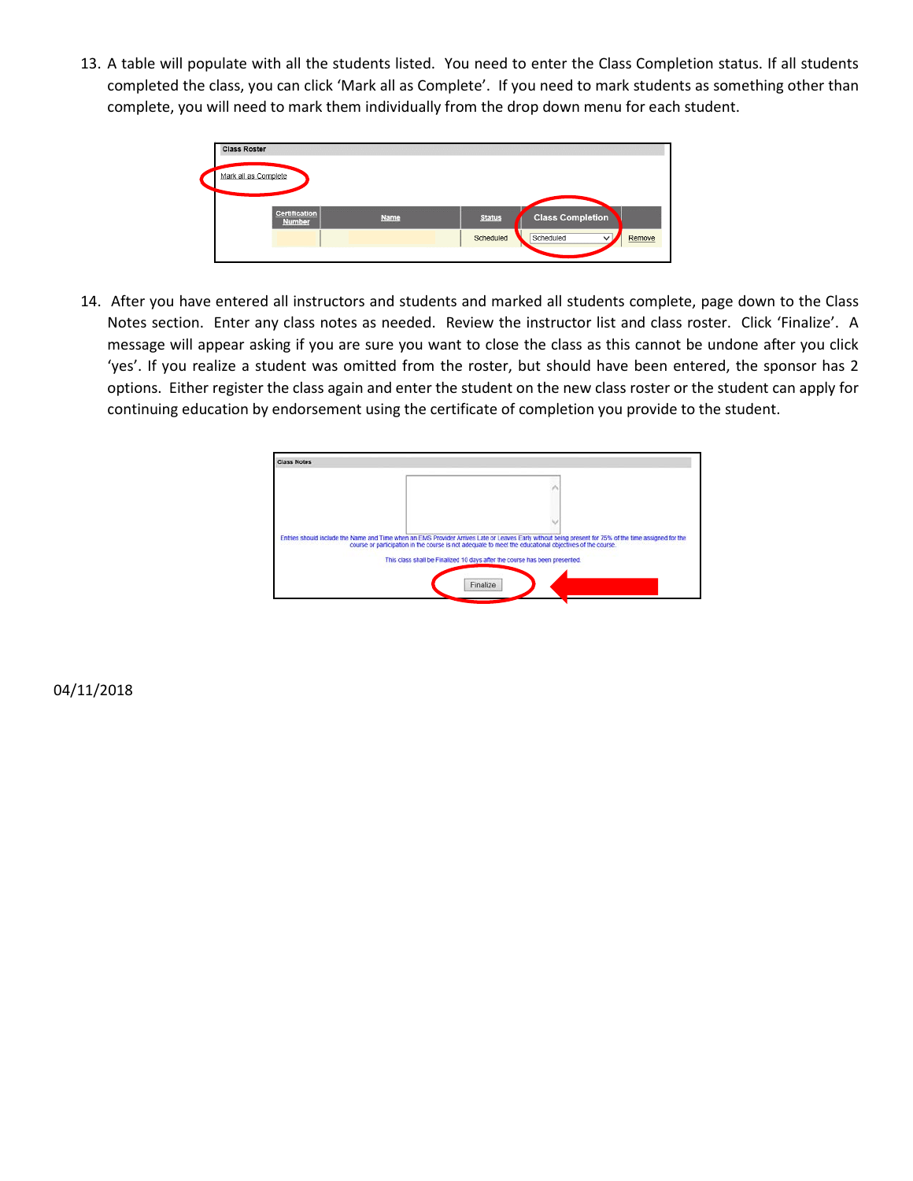13. A table will populate with all the students listed. You need to enter the Class Completion status. If all students completed the class, you can click 'Mark all as Complete'. If you need to mark students as something other than complete, you will need to mark them individually from the drop down menu for each student.

Class Roster

Mark all as Complete

| Certification Number | Name | Status | Class Completion | |
|---|---|---|---|---|
| | | Scheduled | Scheduled | Remove |

14. After you have entered all instructors and students and marked all students complete, page down to the Class Notes section. Enter any class notes as needed. Review the instructor list and class roster. Click 'Finalize'. A message will appear asking if you are sure you want to close the class as this cannot be undone after you click 'yes'. If you realize a student was omitted from the roster, but should have been entered, the sponsor has 2 options. Either register the class again and enter the student on the new class roster or the student can apply for continuing education by endorsement using the certificate of completion you provide to the student.

Class Notes

Entries should include the Name and Time when an EMS Provider Arrives Late or Leaves Early without being present for 75% of the time assigned for the course or participation in the course is not adequate to meet the educational objectives of the course.

This class shall be Finalized 10 days after the course has been presented.

Finalize

04/11/2018